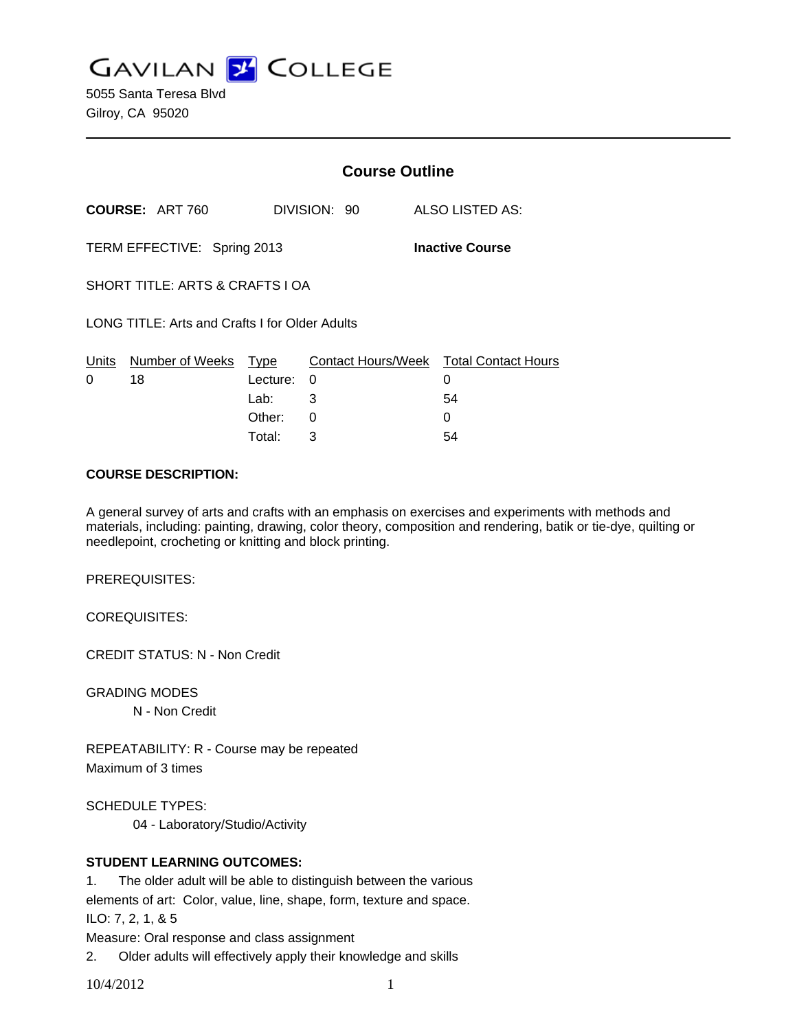# GAVILAN COLLEGE

5055 Santa Teresa Blvd
Gilroy, CA 95020

---

## Course Outline

**COURSE:** ART 760 DIVISION: 90 ALSO LISTED AS:

TERM EFFECTIVE: Spring 2013 **Inactive Course**

SHORT TITLE: ARTS & CRAFTS I OA

LONG TITLE: Arts and Crafts I for Older Adults

| Units | Number of Weeks | Type | Contact Hours/Week | Total Contact Hours |
|---|---|---|---|---|
| 0 | 18 | Lecture: | 0 | 0 |
| | | Lab: | 3 | 54 |
| | | Other: | 0 | 0 |
| | | Total: | 3 | 54 |

**COURSE DESCRIPTION:**

A general survey of arts and crafts with an emphasis on exercises and experiments with methods and materials, including: painting, drawing, color theory, composition and rendering, batik or tie-dye, quilting or needlepoint, crocheting or knitting and block printing.

PREREQUISITES:

COREQUISITES:

CREDIT STATUS: N - Non Credit

GRADING MODES

N - Non Credit

REPEATABILITY: R - Course may be repeated
Maximum of 3 times

SCHEDULE TYPES:

04 - Laboratory/Studio/Activity

**STUDENT LEARNING OUTCOMES:**

1. The older adult will be able to distinguish between the various elements of art: Color, value, line, shape, form, texture and space.
ILO: 7, 2, 1, & 5
Measure: Oral response and class assignment

2. Older adults will effectively apply their knowledge and skills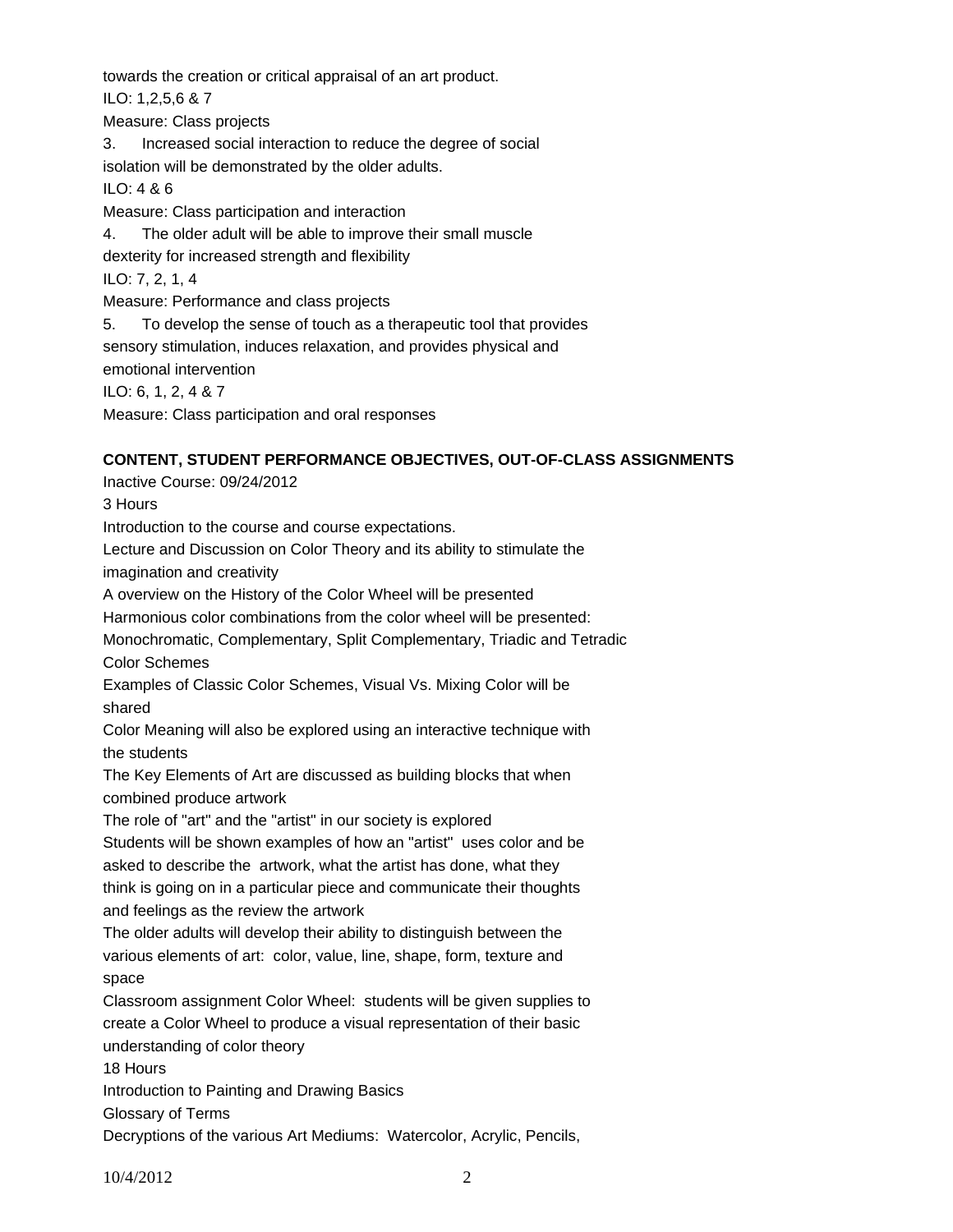towards the creation or critical appraisal of an art product.

ILO: 1,2,5,6 & 7

Measure: Class projects

3. Increased social interaction to reduce the degree of social isolation will be demonstrated by the older adults.

ILO: 4 & 6

Measure: Class participation and interaction

4. The older adult will be able to improve their small muscle dexterity for increased strength and flexibility

ILO: 7, 2, 1, 4

Measure: Performance and class projects

5. To develop the sense of touch as a therapeutic tool that provides sensory stimulation, induces relaxation, and provides physical and emotional intervention

ILO: 6, 1, 2, 4 & 7

Measure: Class participation and oral responses

**CONTENT, STUDENT PERFORMANCE OBJECTIVES, OUT-OF-CLASS ASSIGNMENTS**

Inactive Course: 09/24/2012

3 Hours

Introduction to the course and course expectations.

Lecture and Discussion on Color Theory and its ability to stimulate the imagination and creativity

A overview on the History of the Color Wheel will be presented

Harmonious color combinations from the color wheel will be presented: Monochromatic, Complementary, Split Complementary, Triadic and Tetradic Color Schemes

Examples of Classic Color Schemes, Visual Vs. Mixing Color will be shared

Color Meaning will also be explored using an interactive technique with the students

The Key Elements of Art are discussed as building blocks that when combined produce artwork

The role of "art" and the "artist" in our society is explored

Students will be shown examples of how an "artist" uses color and be asked to describe the artwork, what the artist has done, what they think is going on in a particular piece and communicate their thoughts and feelings as the review the artwork

The older adults will develop their ability to distinguish between the various elements of art: color, value, line, shape, form, texture and space

Classroom assignment Color Wheel: students will be given supplies to create a Color Wheel to produce a visual representation of their basic understanding of color theory

18 Hours

Introduction to Painting and Drawing Basics

Glossary of Terms

Decryptions of the various Art Mediums: Watercolor, Acrylic, Pencils,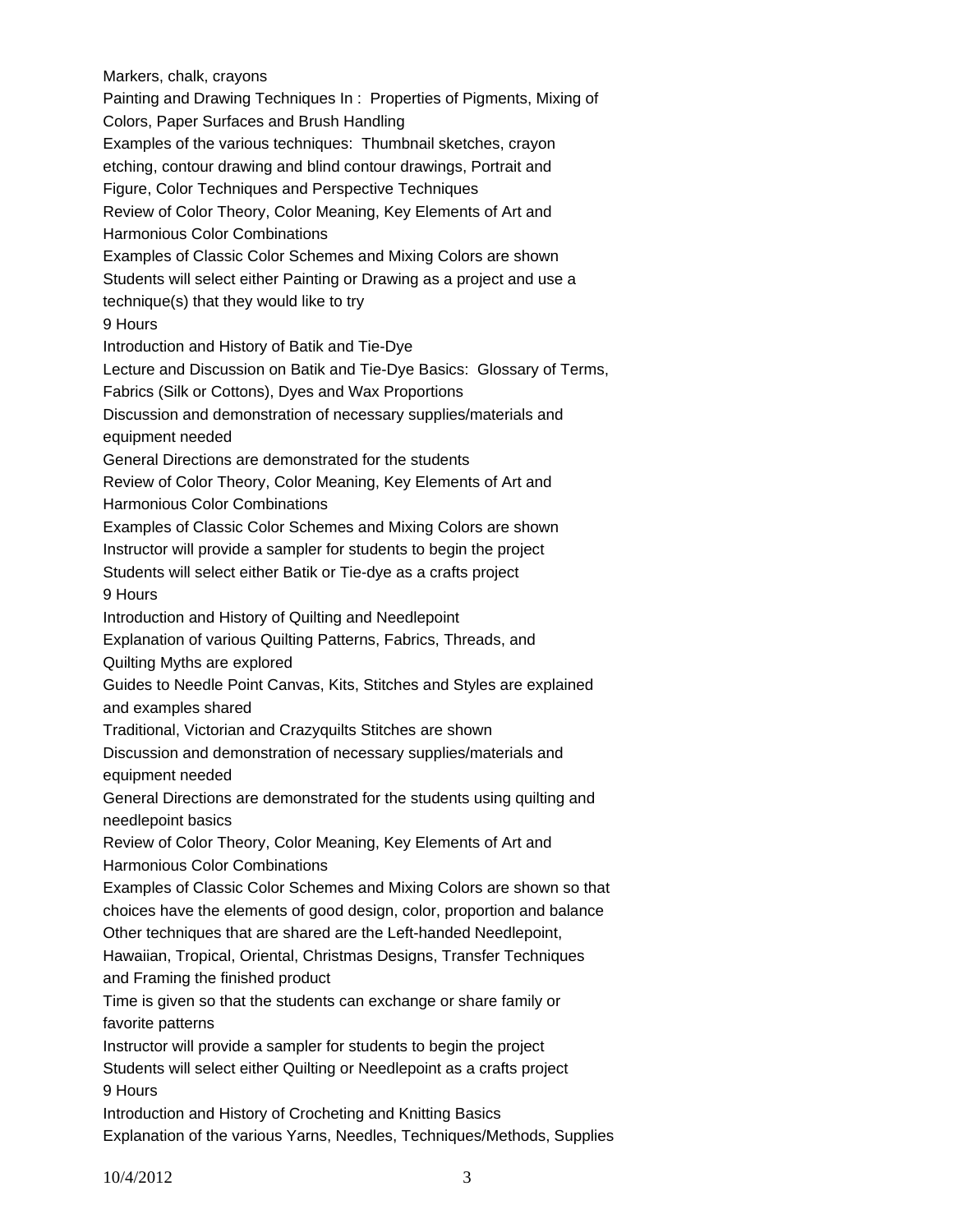Markers, chalk, crayons

Painting and Drawing Techniques In : Properties of Pigments, Mixing of Colors, Paper Surfaces and Brush Handling

Examples of the various techniques: Thumbnail sketches, crayon etching, contour drawing and blind contour drawings, Portrait and Figure, Color Techniques and Perspective Techniques

Review of Color Theory, Color Meaning, Key Elements of Art and Harmonious Color Combinations

Examples of Classic Color Schemes and Mixing Colors are shown

Students will select either Painting or Drawing as a project and use a technique(s) that they would like to try

9 Hours

Introduction and History of Batik and Tie-Dye

Lecture and Discussion on Batik and Tie-Dye Basics: Glossary of Terms, Fabrics (Silk or Cottons), Dyes and Wax Proportions

Discussion and demonstration of necessary supplies/materials and equipment needed

General Directions are demonstrated for the students

Review of Color Theory, Color Meaning, Key Elements of Art and Harmonious Color Combinations

Examples of Classic Color Schemes and Mixing Colors are shown

Instructor will provide a sampler for students to begin the project

Students will select either Batik or Tie-dye as a crafts project

9 Hours

Introduction and History of Quilting and Needlepoint

Explanation of various Quilting Patterns, Fabrics, Threads, and Quilting Myths are explored

Guides to Needle Point Canvas, Kits, Stitches and Styles are explained and examples shared

Traditional, Victorian and Crazyquilts Stitches are shown

Discussion and demonstration of necessary supplies/materials and equipment needed

General Directions are demonstrated for the students using quilting and needlepoint basics

Review of Color Theory, Color Meaning, Key Elements of Art and Harmonious Color Combinations

Examples of Classic Color Schemes and Mixing Colors are shown so that choices have the elements of good design, color, proportion and balance

Other techniques that are shared are the Left-handed Needlepoint, Hawaiian, Tropical, Oriental, Christmas Designs, Transfer Techniques and Framing the finished product

Time is given so that the students can exchange or share family or favorite patterns

Instructor will provide a sampler for students to begin the project

Students will select either Quilting or Needlepoint as a crafts project

9 Hours

Introduction and History of Crocheting and Knitting Basics

Explanation of the various Yarns, Needles, Techniques/Methods, Supplies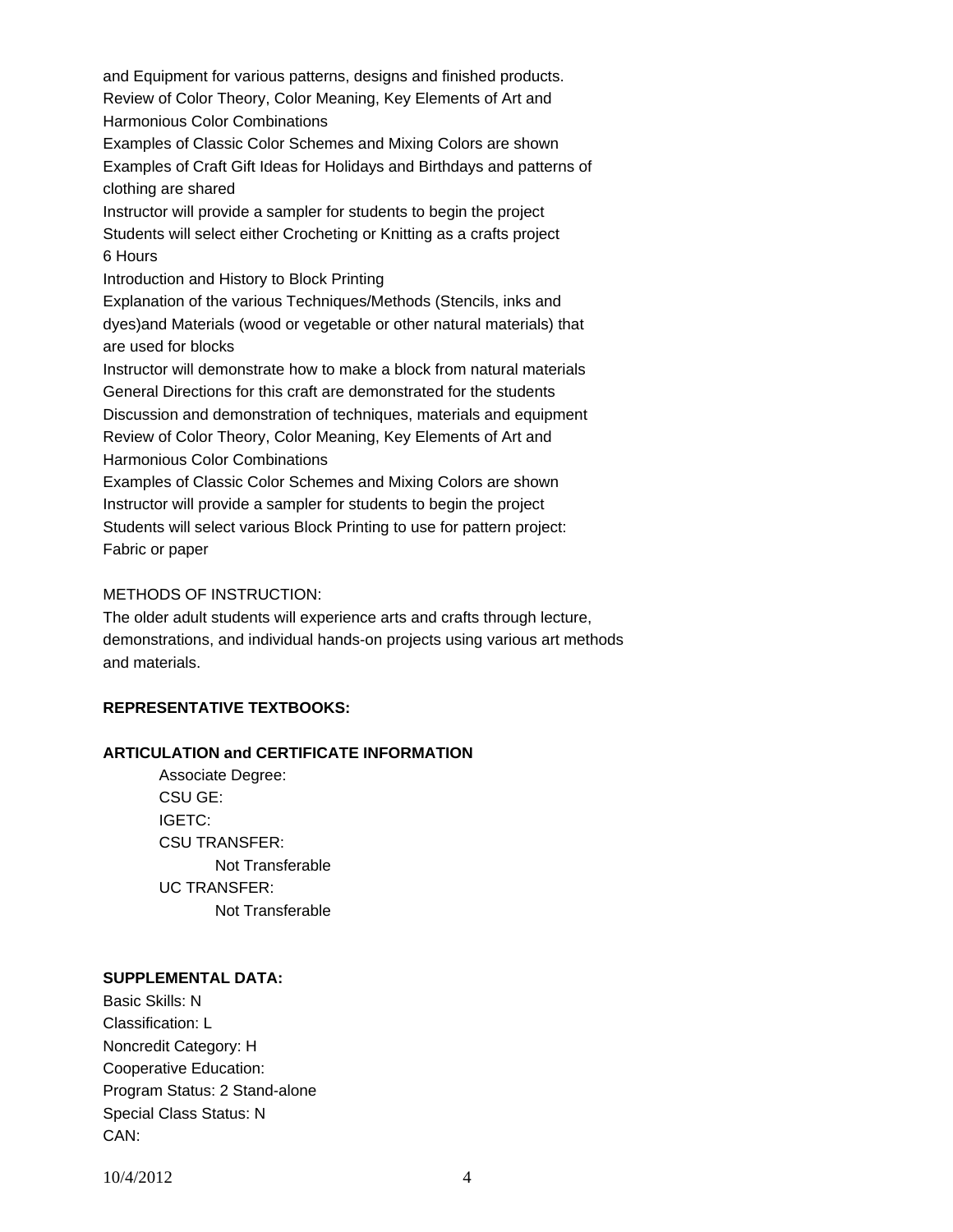and Equipment for various patterns, designs and finished products.
Review of Color Theory, Color Meaning, Key Elements of Art and Harmonious Color Combinations
Examples of Classic Color Schemes and Mixing Colors are shown
Examples of Craft Gift Ideas for Holidays and Birthdays and patterns of clothing are shared
Instructor will provide a sampler for students to begin the project
Students will select either Crocheting or Knitting as a crafts project
6 Hours
Introduction and History to Block Printing
Explanation of the various Techniques/Methods (Stencils, inks and dyes)and Materials (wood or vegetable or other natural materials) that are used for blocks
Instructor will demonstrate how to make a block from natural materials
General Directions for this craft are demonstrated for the students
Discussion and demonstration of techniques, materials and equipment
Review of Color Theory, Color Meaning, Key Elements of Art and Harmonious Color Combinations
Examples of Classic Color Schemes and Mixing Colors are shown
Instructor will provide a sampler for students to begin the project
Students will select various Block Printing to use for pattern project: Fabric or paper

METHODS OF INSTRUCTION:
The older adult students will experience arts and crafts through lecture, demonstrations, and individual hands-on projects using various art methods and materials.

**REPRESENTATIVE TEXTBOOKS:**

**ARTICULATION and CERTIFICATE INFORMATION**

Associate Degree:
CSU GE:
IGETC:
CSU TRANSFER:
Not Transferable
UC TRANSFER:
Not Transferable

**SUPPLEMENTAL DATA:**
Basic Skills: N
Classification: L
Noncredit Category: H
Cooperative Education:
Program Status: 2 Stand-alone
Special Class Status: N
CAN: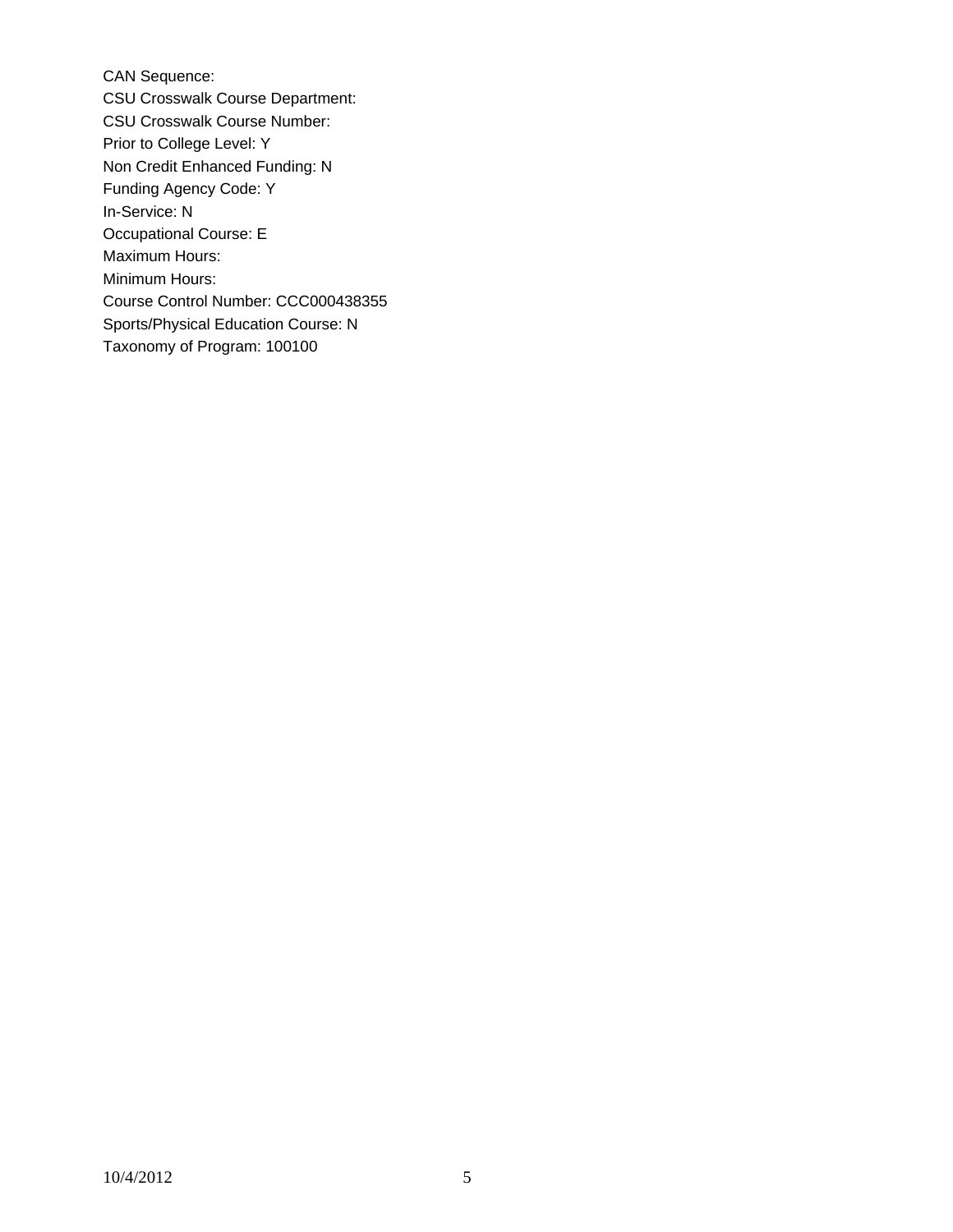CAN Sequence:
CSU Crosswalk Course Department:
CSU Crosswalk Course Number:
Prior to College Level: Y
Non Credit Enhanced Funding: N
Funding Agency Code: Y
In-Service: N
Occupational Course: E
Maximum Hours:
Minimum Hours:
Course Control Number: CCC000438355
Sports/Physical Education Course: N
Taxonomy of Program: 100100